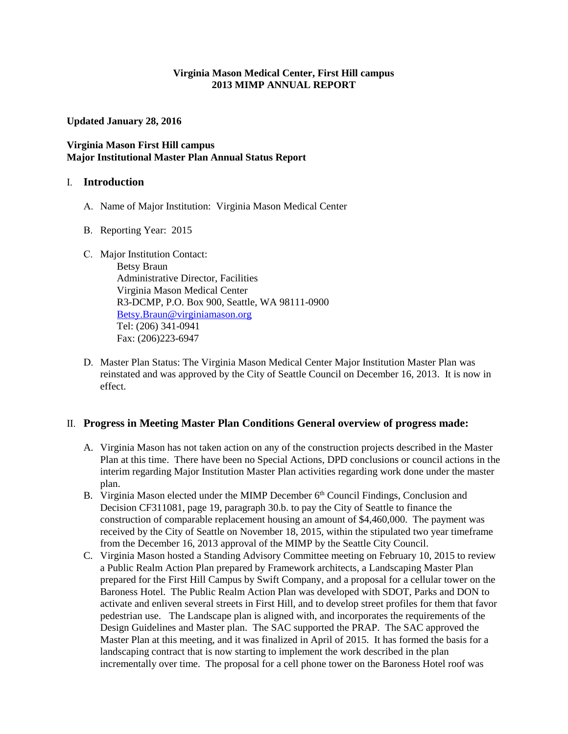**Virginia Mason Medical Center, First Hill campus**
**2013 MIMP ANNUAL REPORT**

**Updated January 28, 2016**

**Virginia Mason First Hill campus**
**Major Institutional Master Plan Annual Status Report**

## I. Introduction

A. Name of Major Institution: Virginia Mason Medical Center

B. Reporting Year: 2015

C. Major Institution Contact:
Betsy Braun
Administrative Director, Facilities
Virginia Mason Medical Center
R3-DCMP, P.O. Box 900, Seattle, WA 98111-0900
Betsy.Braun@virginiamason.org
Tel: (206) 341-0941
Fax: (206)223-6947

D. Master Plan Status: The Virginia Mason Medical Center Major Institution Master Plan was reinstated and was approved by the City of Seattle Council on December 16, 2013. It is now in effect.

## II. Progress in Meeting Master Plan Conditions General overview of progress made:

A. Virginia Mason has not taken action on any of the construction projects described in the Master Plan at this time. There have been no Special Actions, DPD conclusions or council actions in the interim regarding Major Institution Master Plan activities regarding work done under the master plan.

B. Virginia Mason elected under the MIMP December 6th Council Findings, Conclusion and Decision CF311081, page 19, paragraph 30.b. to pay the City of Seattle to finance the construction of comparable replacement housing an amount of $4,460,000. The payment was received by the City of Seattle on November 18, 2015, within the stipulated two year timeframe from the December 16, 2013 approval of the MIMP by the Seattle City Council.

C. Virginia Mason hosted a Standing Advisory Committee meeting on February 10, 2015 to review a Public Realm Action Plan prepared by Framework architects, a Landscaping Master Plan prepared for the First Hill Campus by Swift Company, and a proposal for a cellular tower on the Baroness Hotel. The Public Realm Action Plan was developed with SDOT, Parks and DON to activate and enliven several streets in First Hill, and to develop street profiles for them that favor pedestrian use. The Landscape plan is aligned with, and incorporates the requirements of the Design Guidelines and Master plan. The SAC supported the PRAP. The SAC approved the Master Plan at this meeting, and it was finalized in April of 2015. It has formed the basis for a landscaping contract that is now starting to implement the work described in the plan incrementally over time. The proposal for a cell phone tower on the Baroness Hotel roof was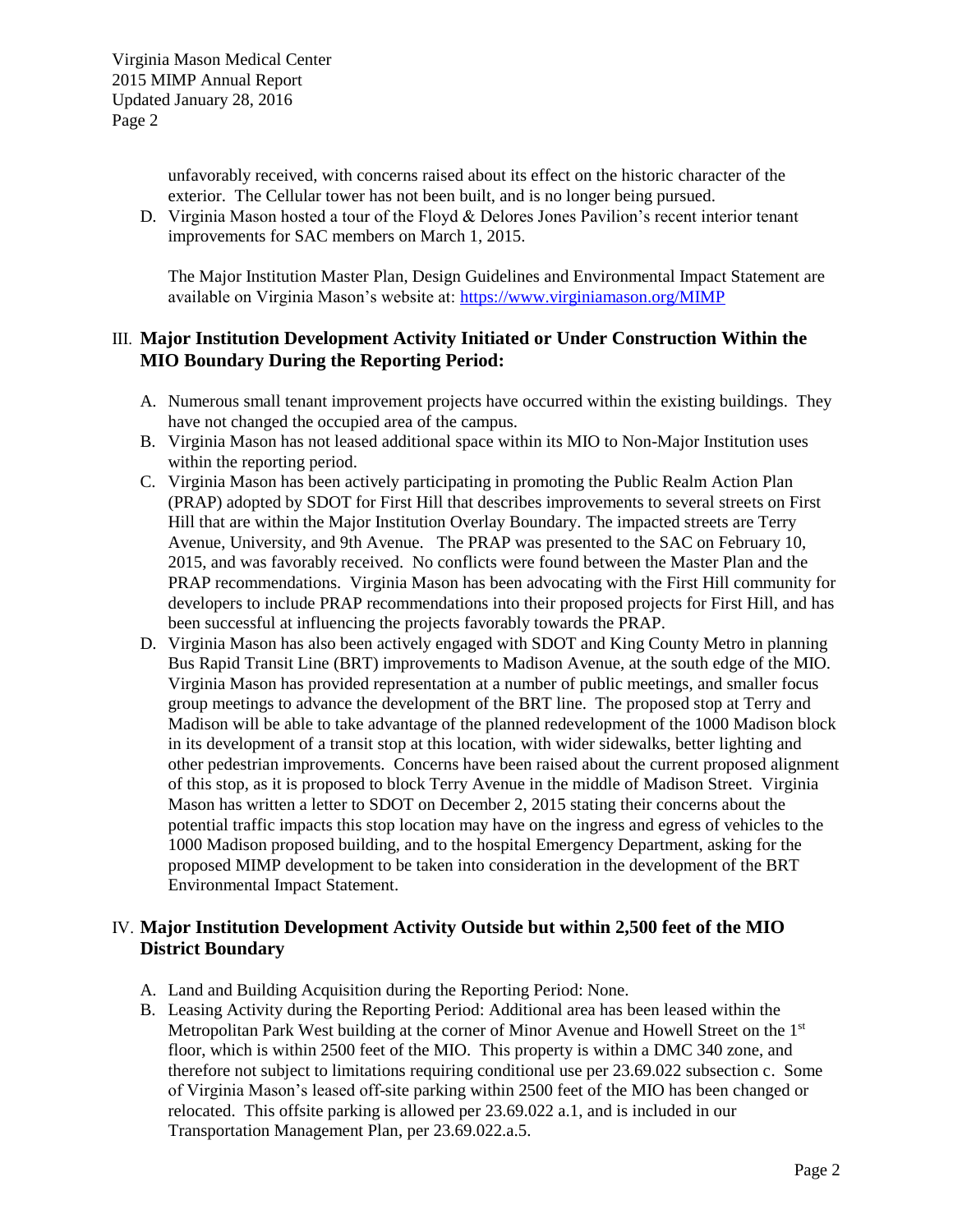unfavorably received, with concerns raised about its effect on the historic character of the exterior. The Cellular tower has not been built, and is no longer being pursued.

D. Virginia Mason hosted a tour of the Floyd & Delores Jones Pavilion's recent interior tenant improvements for SAC members on March 1, 2015.

The Major Institution Master Plan, Design Guidelines and Environmental Impact Statement are available on Virginia Mason's website at: https://www.virginiamason.org/MIMP

## III. Major Institution Development Activity Initiated or Under Construction Within the MIO Boundary During the Reporting Period:

A. Numerous small tenant improvement projects have occurred within the existing buildings. They have not changed the occupied area of the campus.
B. Virginia Mason has not leased additional space within its MIO to Non-Major Institution uses within the reporting period.
C. Virginia Mason has been actively participating in promoting the Public Realm Action Plan (PRAP) adopted by SDOT for First Hill that describes improvements to several streets on First Hill that are within the Major Institution Overlay Boundary. The impacted streets are Terry Avenue, University, and 9th Avenue. The PRAP was presented to the SAC on February 10, 2015, and was favorably received. No conflicts were found between the Master Plan and the PRAP recommendations. Virginia Mason has been advocating with the First Hill community for developers to include PRAP recommendations into their proposed projects for First Hill, and has been successful at influencing the projects favorably towards the PRAP.
D. Virginia Mason has also been actively engaged with SDOT and King County Metro in planning Bus Rapid Transit Line (BRT) improvements to Madison Avenue, at the south edge of the MIO. Virginia Mason has provided representation at a number of public meetings, and smaller focus group meetings to advance the development of the BRT line. The proposed stop at Terry and Madison will be able to take advantage of the planned redevelopment of the 1000 Madison block in its development of a transit stop at this location, with wider sidewalks, better lighting and other pedestrian improvements. Concerns have been raised about the current proposed alignment of this stop, as it is proposed to block Terry Avenue in the middle of Madison Street. Virginia Mason has written a letter to SDOT on December 2, 2015 stating their concerns about the potential traffic impacts this stop location may have on the ingress and egress of vehicles to the 1000 Madison proposed building, and to the hospital Emergency Department, asking for the proposed MIMP development to be taken into consideration in the development of the BRT Environmental Impact Statement.

## IV. Major Institution Development Activity Outside but within 2,500 feet of the MIO District Boundary

A. Land and Building Acquisition during the Reporting Period: None.
B. Leasing Activity during the Reporting Period: Additional area has been leased within the Metropolitan Park West building at the corner of Minor Avenue and Howell Street on the 1st floor, which is within 2500 feet of the MIO. This property is within a DMC 340 zone, and therefore not subject to limitations requiring conditional use per 23.69.022 subsection c. Some of Virginia Mason's leased off-site parking within 2500 feet of the MIO has been changed or relocated. This offsite parking is allowed per 23.69.022 a.1, and is included in our Transportation Management Plan, per 23.69.022.a.5.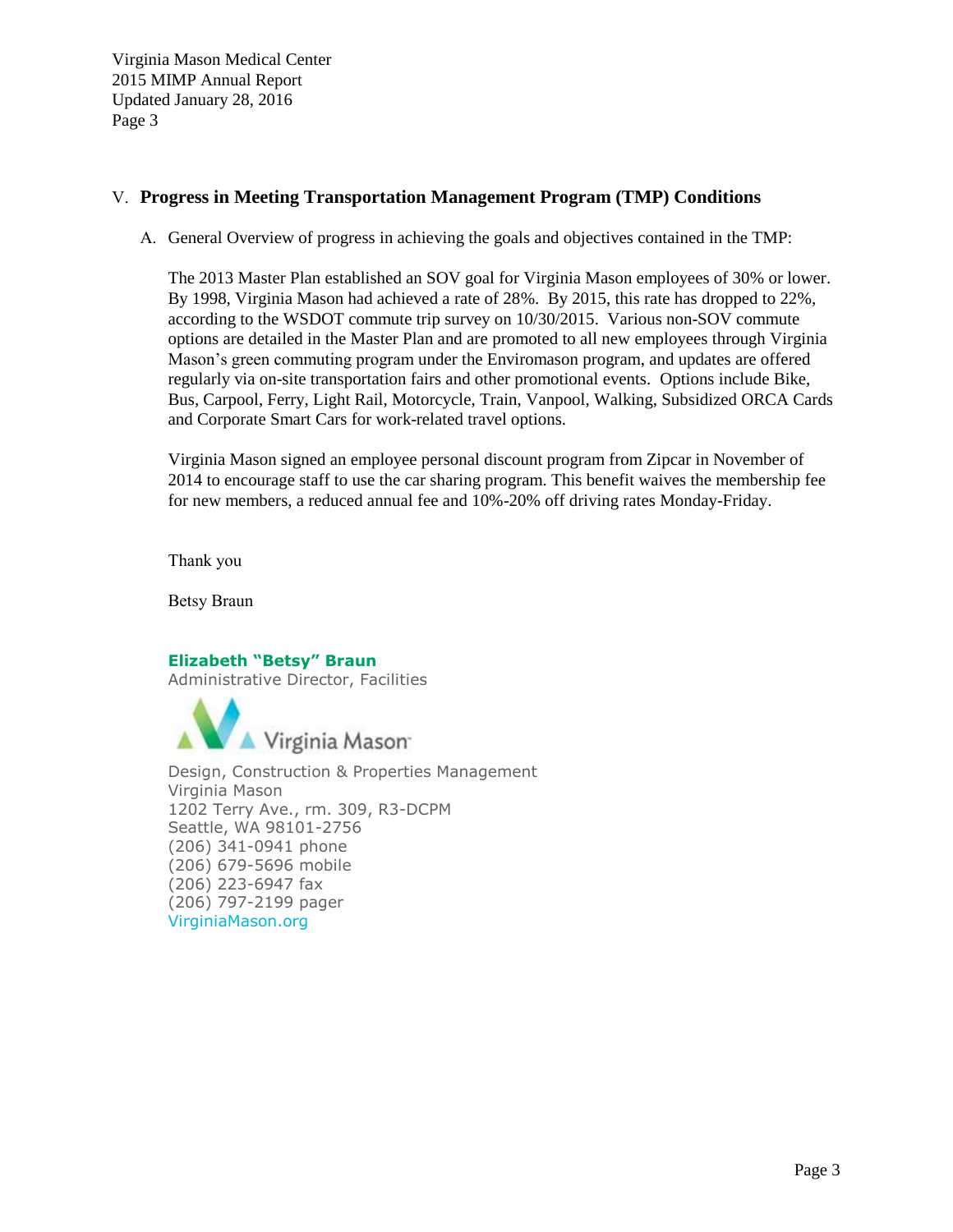## V. Progress in Meeting Transportation Management Program (TMP) Conditions

A. General Overview of progress in achieving the goals and objectives contained in the TMP:

The 2013 Master Plan established an SOV goal for Virginia Mason employees of 30% or lower. By 1998, Virginia Mason had achieved a rate of 28%. By 2015, this rate has dropped to 22%, according to the WSDOT commute trip survey on 10/30/2015. Various non-SOV commute options are detailed in the Master Plan and are promoted to all new employees through Virginia Mason's green commuting program under the Enviromason program, and updates are offered regularly via on-site transportation fairs and other promotional events. Options include Bike, Bus, Carpool, Ferry, Light Rail, Motorcycle, Train, Vanpool, Walking, Subsidized ORCA Cards and Corporate Smart Cars for work-related travel options.

Virginia Mason signed an employee personal discount program from Zipcar in November of 2014 to encourage staff to use the car sharing program. This benefit waives the membership fee for new members, a reduced annual fee and 10%-20% off driving rates Monday-Friday.

Thank you

Betsy Braun

**Elizabeth "Betsy" Braun**
Administrative Director, Facilities

Virginia Mason

Design, Construction & Properties Management
Virginia Mason
1202 Terry Ave., rm. 309, R3-DCPM
Seattle, WA 98101-2756
(206) 341-0941 phone
(206) 679-5696 mobile
(206) 223-6947 fax
(206) 797-2199 pager
VirginiaMason.org